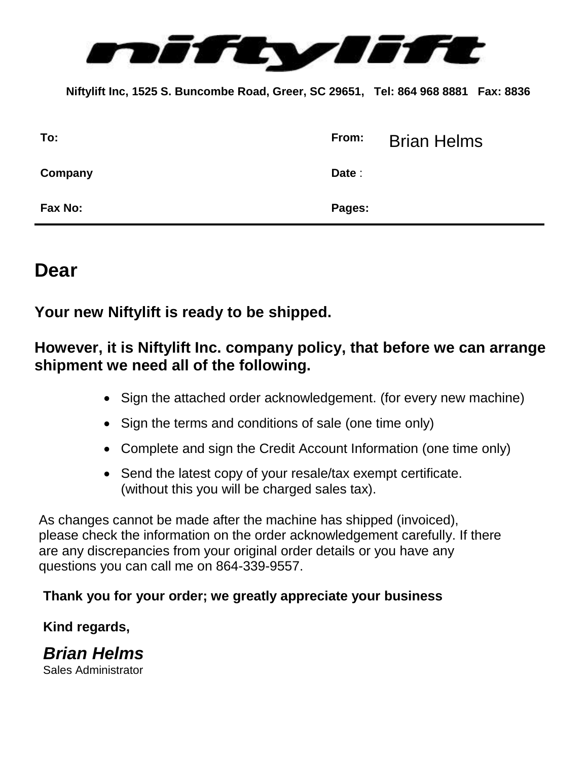# niftylift

**Niftylift Inc, 1525 S. Buncombe Road, Greer, SC 29651, Tel: 864 968 8881 Fax: 8836**

| | | | |
|---|---|---|---|
| **To:** | | **From:** | Brian Helms |
| **Company** | | **Date** : | |
| **Fax No:** | | **Pages:** | |

## Dear

**Your new Niftylift is ready to be shipped.**

**However, it is Niftylift Inc. company policy, that before we can arrange shipment we need all of the following.**

- Sign the attached order acknowledgement. (for every new machine)
- Sign the terms and conditions of sale (one time only)
- Complete and sign the Credit Account Information (one time only)
- Send the latest copy of your resale/tax exempt certificate. (without this you will be charged sales tax).

As changes cannot be made after the machine has shipped (invoiced), please check the information on the order acknowledgement carefully. If there are any discrepancies from your original order details or you have any questions you can call me on 864-339-9557.

**Thank you for your order; we greatly appreciate your business**

**Kind regards,**

***Brian Helms***
Sales Administrator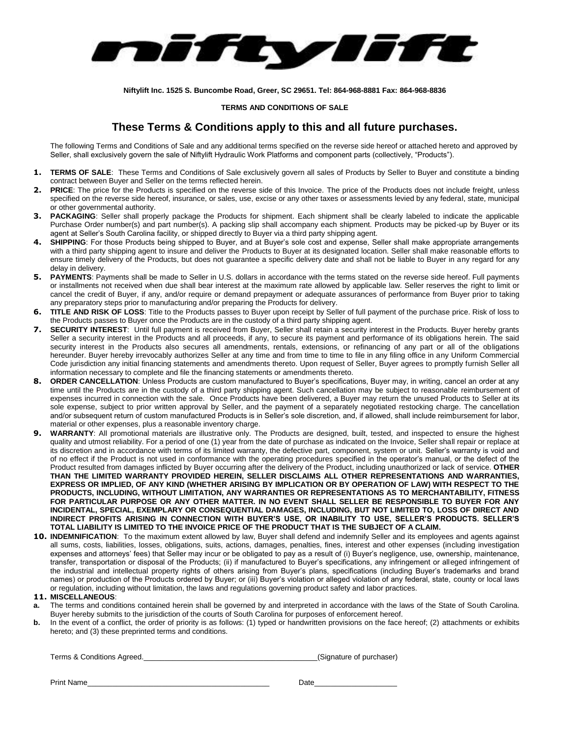# niftylift

**Niftylift Inc. 1525 S. Buncombe Road, Greer, SC 29651. Tel: 864-968-8881 Fax: 864-968-8836**

**TERMS AND CONDITIONS OF SALE**

## These Terms & Conditions apply to this and all future purchases.

The following Terms and Conditions of Sale and any additional terms specified on the reverse side hereof or attached hereto and approved by Seller, shall exclusively govern the sale of Niftylift Hydraulic Work Platforms and component parts (collectively, "Products").

1. **TERMS OF SALE**: These Terms and Conditions of Sale exclusively govern all sales of Products by Seller to Buyer and constitute a binding contract between Buyer and Seller on the terms reflected herein.
2. **PRICE**: The price for the Products is specified on the reverse side of this Invoice. The price of the Products does not include freight, unless specified on the reverse side hereof, insurance, or sales, use, excise or any other taxes or assessments levied by any federal, state, municipal or other governmental authority.
3. **PACKAGING**: Seller shall properly package the Products for shipment. Each shipment shall be clearly labeled to indicate the applicable Purchase Order number(s) and part number(s). A packing slip shall accompany each shipment. Products may be picked-up by Buyer or its agent at Seller's South Carolina facility, or shipped directly to Buyer via a third party shipping agent.
4. **SHIPPING**: For those Products being shipped to Buyer, and at Buyer's sole cost and expense, Seller shall make appropriate arrangements with a third party shipping agent to insure and deliver the Products to Buyer at its designated location. Seller shall make reasonable efforts to ensure timely delivery of the Products, but does not guarantee a specific delivery date and shall not be liable to Buyer in any regard for any delay in delivery.
5. **PAYMENTS**: Payments shall be made to Seller in U.S. dollars in accordance with the terms stated on the reverse side hereof. Full payments or installments not received when due shall bear interest at the maximum rate allowed by applicable law. Seller reserves the right to limit or cancel the credit of Buyer, if any, and/or require or demand prepayment or adequate assurances of performance from Buyer prior to taking any preparatory steps prior to manufacturing and/or preparing the Products for delivery.
6. **TITLE AND RISK OF LOSS**: Title to the Products passes to Buyer upon receipt by Seller of full payment of the purchase price. Risk of loss to the Products passes to Buyer once the Products are in the custody of a third party shipping agent.
7. **SECURITY INTEREST**: Until full payment is received from Buyer, Seller shall retain a security interest in the Products. Buyer hereby grants Seller a security interest in the Products and all proceeds, if any, to secure its payment and performance of its obligations herein. The said security interest in the Products also secures all amendments, rentals, extensions, or refinancing of any part or all of the obligations hereunder. Buyer hereby irrevocably authorizes Seller at any time and from time to time to file in any filing office in any Uniform Commercial Code jurisdiction any initial financing statements and amendments thereto. Upon request of Seller, Buyer agrees to promptly furnish Seller all information necessary to complete and file the financing statements or amendments thereto.
8. **ORDER CANCELLATION**: Unless Products are custom manufactured to Buyer's specifications, Buyer may, in writing, cancel an order at any time until the Products are in the custody of a third party shipping agent. Such cancellation may be subject to reasonable reimbursement of expenses incurred in connection with the sale. Once Products have been delivered, a Buyer may return the unused Products to Seller at its sole expense, subject to prior written approval by Seller, and the payment of a separately negotiated restocking charge. The cancellation and/or subsequent return of custom manufactured Products is in Seller's sole discretion, and, if allowed, shall include reimbursement for labor, material or other expenses, plus a reasonable inventory charge.
9. **WARRANTY**: All promotional materials are illustrative only. The Products are designed, built, tested, and inspected to ensure the highest quality and utmost reliability. For a period of one (1) year from the date of purchase as indicated on the Invoice, Seller shall repair or replace at its discretion and in accordance with terms of its limited warranty, the defective part, component, system or unit. Seller's warranty is void and of no effect if the Product is not used in conformance with the operating procedures specified in the operator's manual, or the defect of the Product resulted from damages inflicted by Buyer occurring after the delivery of the Product, including unauthorized or lack of service. **OTHER THAN THE LIMITED WARRANTY PROVIDED HEREIN, SELLER DISCLAIMS ALL OTHER REPRESENTATIONS AND WARRANTIES, EXPRESS OR IMPLIED, OF ANY KIND (WHETHER ARISING BY IMPLICATION OR BY OPERATION OF LAW) WITH RESPECT TO THE PRODUCTS, INCLUDING, WITHOUT LIMITATION, ANY WARRANTIES OR REPRESENTATIONS AS TO MERCHANTABILITY, FITNESS FOR PARTICULAR PURPOSE OR ANY OTHER MATTER. IN NO EVENT SHALL SELLER BE RESPONSIBLE TO BUYER FOR ANY INCIDENTAL, SPECIAL, EXEMPLARY OR CONSEQUENTIAL DAMAGES, INCLUDING, BUT NOT LIMITED TO, LOSS OF DIRECT AND INDIRECT PROFITS ARISING IN CONNECTION WITH BUYER'S USE, OR INABILITY TO USE, SELLER'S PRODUCTS. SELLER'S TOTAL LIABILITY IS LIMITED TO THE INVOICE PRICE OF THE PRODUCT THAT IS THE SUBJECT OF A CLAIM.**
10. **INDEMNIFICATION**: To the maximum extent allowed by law, Buyer shall defend and indemnify Seller and its employees and agents against all sums, costs, liabilities, losses, obligations, suits, actions, damages, penalties, fines, interest and other expenses (including investigation expenses and attorneys' fees) that Seller may incur or be obligated to pay as a result of (i) Buyer's negligence, use, ownership, maintenance, transfer, transportation or disposal of the Products; (ii) if manufactured to Buyer's specifications, any infringement or alleged infringement of the industrial and intellectual property rights of others arising from Buyer's plans, specifications (including Buyer's trademarks and brand names) or production of the Products ordered by Buyer; or (iii) Buyer's violation or alleged violation of any federal, state, county or local laws or regulation, including without limitation, the laws and regulations governing product safety and labor practices.
11. **MISCELLANEOUS**:

**a.** The terms and conditions contained herein shall be governed by and interpreted in accordance with the laws of the State of South Carolina. Buyer hereby submits to the jurisdiction of the courts of South Carolina for purposes of enforcement hereof.

**b.** In the event of a conflict, the order of priority is as follows: (1) typed or handwritten provisions on the face hereof; (2) attachments or exhibits hereto; and (3) these preprinted terms and conditions.

Terms & Conditions Agreed.________________________________________(Signature of purchaser)

Print Name__________________________________________ Date___________________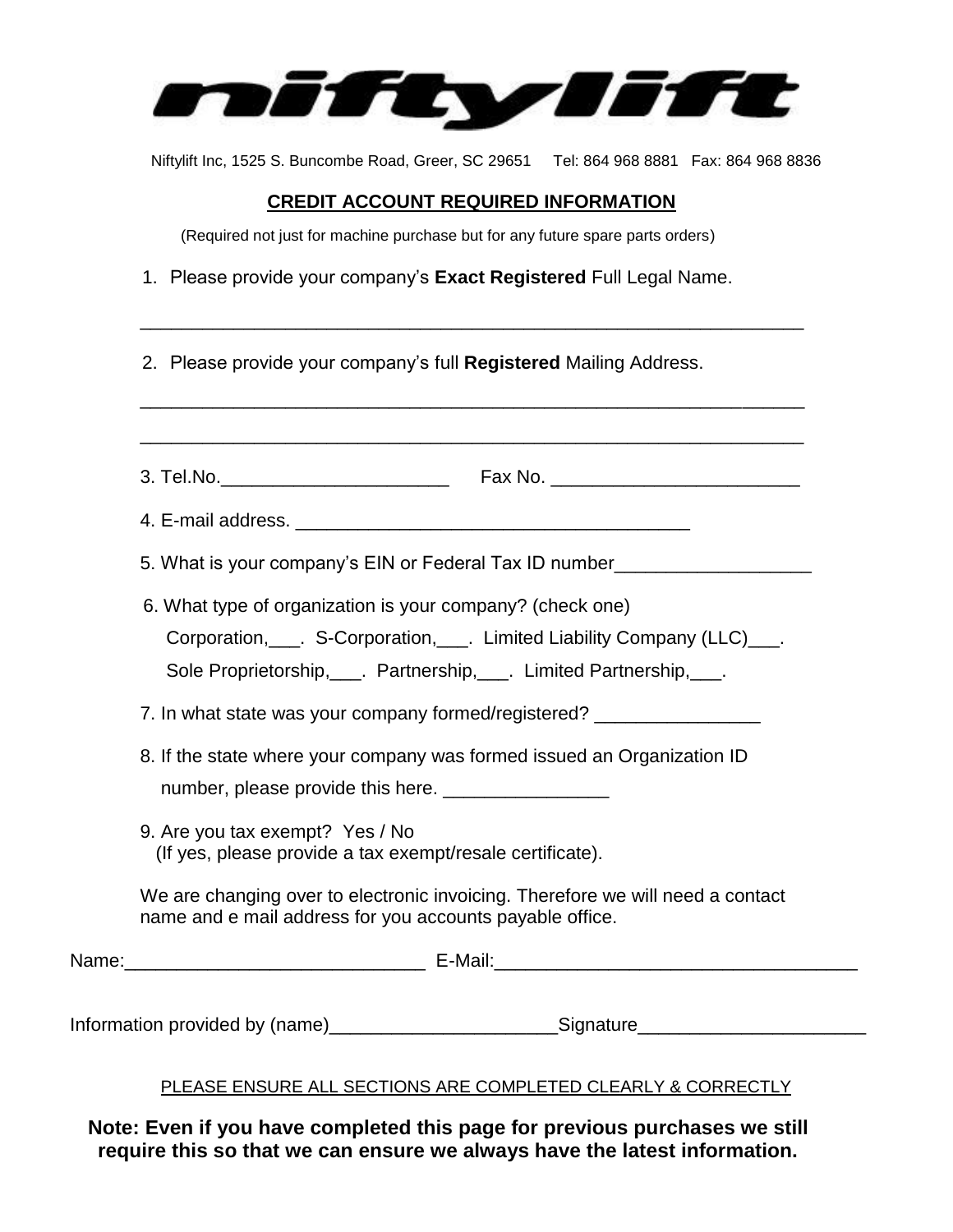niftylift

Niftylift Inc, 1525 S. Buncombe Road, Greer, SC 29651 Tel: 864 968 8881 Fax: 864 968 8836

## CREDIT ACCOUNT REQUIRED INFORMATION

(Required not just for machine purchase but for any future spare parts orders)

1. Please provide your company's **Exact Registered** Full Legal Name.

_______________________________________________________________

2. Please provide your company's full **Registered** Mailing Address.

_______________________________________________________________

_______________________________________________________________

3. Tel.No.______________________ Fax No. ________________________

4. E-mail address. ______________________________________

5. What is your company's EIN or Federal Tax ID number___________________

6. What type of organization is your company? (check one)

Corporation,___. S-Corporation,___. Limited Liability Company (LLC)___.

Sole Proprietorship,___. Partnership,___. Limited Partnership,___.

7. In what state was your company formed/registered? ________________

8. If the state where your company was formed issued an Organization ID number, please provide this here. ________________

9. Are you tax exempt? Yes / No
(If yes, please provide a tax exempt/resale certificate).

We are changing over to electronic invoicing. Therefore we will need a contact name and e mail address for you accounts payable office.

Name:_____________________________ E-Mail:___________________________________

Information provided by (name)______________________Signature______________________

PLEASE ENSURE ALL SECTIONS ARE COMPLETED CLEARLY & CORRECTLY

**Note: Even if you have completed this page for previous purchases we still require this so that we can ensure we always have the latest information.**